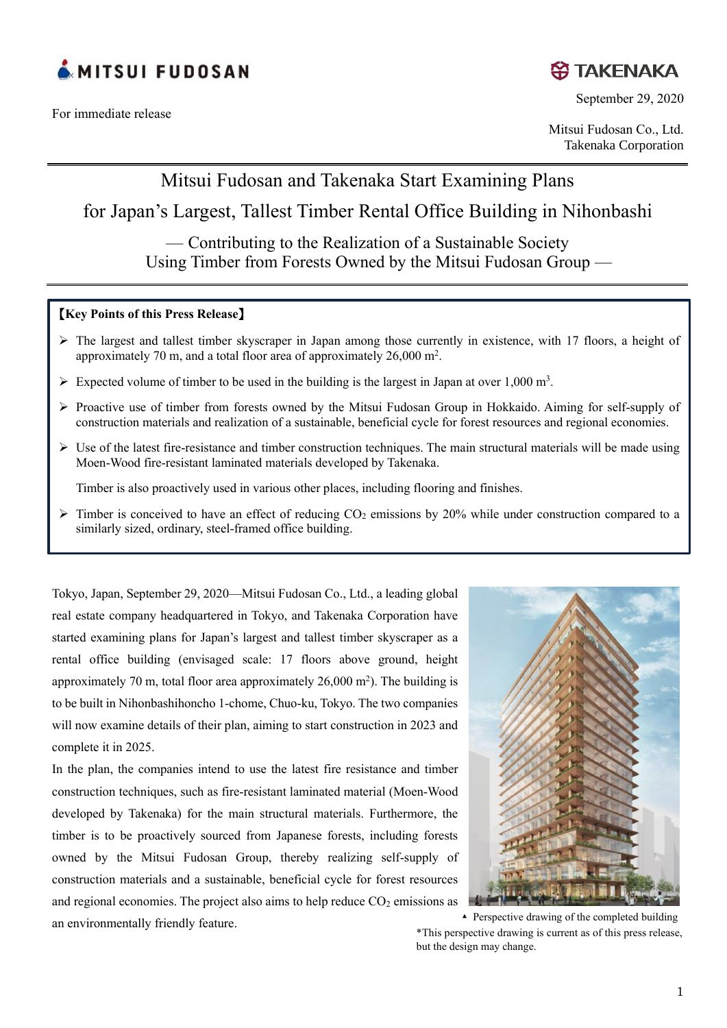MITSUI FUDOSAN

TAKENAKA

For immediate release

September 29, 2020

Mitsui Fudosan Co., Ltd.
Takenaka Corporation

# Mitsui Fudosan and Takenaka Start Examining Plans for Japan's Largest, Tallest Timber Rental Office Building in Nihonbashi

## — Contributing to the Realization of a Sustainable Society Using Timber from Forests Owned by the Mitsui Fudosan Group —

**【Key Points of this Press Release】**

- The largest and tallest timber skyscraper in Japan among those currently in existence, with 17 floors, a height of approximately 70 m, and a total floor area of approximately 26,000 m$^2$.
- Expected volume of timber to be used in the building is the largest in Japan at over 1,000 m$^3$.
- Proactive use of timber from forests owned by the Mitsui Fudosan Group in Hokkaido. Aiming for self-supply of construction materials and realization of a sustainable, beneficial cycle for forest resources and regional economies.
- Use of the latest fire-resistance and timber construction techniques. The main structural materials will be made using Moen-Wood fire-resistant laminated materials developed by Takenaka.

  Timber is also proactively used in various other places, including flooring and finishes.
- Timber is conceived to have an effect of reducing $CO_2$ emissions by 20% while under construction compared to a similarly sized, ordinary, steel-framed office building.

Tokyo, Japan, September 29, 2020—Mitsui Fudosan Co., Ltd., a leading global real estate company headquartered in Tokyo, and Takenaka Corporation have started examining plans for Japan's largest and tallest timber skyscraper as a rental office building (envisaged scale: 17 floors above ground, height approximately 70 m, total floor area approximately 26,000 m$^2$). The building is to be built in Nihonbashihoncho 1-chome, Chuo-ku, Tokyo. The two companies will now examine details of their plan, aiming to start construction in 2023 and complete it in 2025.

In the plan, the companies intend to use the latest fire resistance and timber construction techniques, such as fire-resistant laminated material (Moen-Wood developed by Takenaka) for the main structural materials. Furthermore, the timber is to be proactively sourced from Japanese forests, including forests owned by the Mitsui Fudosan Group, thereby realizing self-supply of construction materials and a sustainable, beneficial cycle for forest resources and regional economies. The project also aims to help reduce $CO_2$ emissions as an environmentally friendly feature.

▲ Perspective drawing of the completed building
*This perspective drawing is current as of this press release, but the design may change.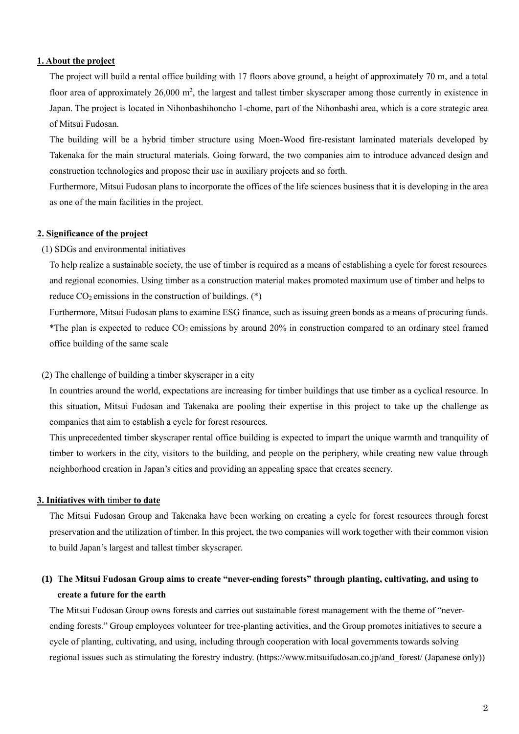## 1. About the project

The project will build a rental office building with 17 floors above ground, a height of approximately 70 m, and a total floor area of approximately 26,000 m$^2$, the largest and tallest timber skyscraper among those currently in existence in Japan. The project is located in Nihonbashihoncho 1-chome, part of the Nihonbashi area, which is a core strategic area of Mitsui Fudosan.

The building will be a hybrid timber structure using Moen-Wood fire-resistant laminated materials developed by Takenaka for the main structural materials. Going forward, the two companies aim to introduce advanced design and construction technologies and propose their use in auxiliary projects and so forth.

Furthermore, Mitsui Fudosan plans to incorporate the offices of the life sciences business that it is developing in the area as one of the main facilities in the project.

## 2. Significance of the project

(1) SDGs and environmental initiatives

To help realize a sustainable society, the use of timber is required as a means of establishing a cycle for forest resources and regional economies. Using timber as a construction material makes promoted maximum use of timber and helps to reduce $CO_2$ emissions in the construction of buildings. (*)

Furthermore, Mitsui Fudosan plans to examine ESG finance, such as issuing green bonds as a means of procuring funds.

*The plan is expected to reduce $CO_2$ emissions by around 20% in construction compared to an ordinary steel framed office building of the same scale

(2) The challenge of building a timber skyscraper in a city

In countries around the world, expectations are increasing for timber buildings that use timber as a cyclical resource. In this situation, Mitsui Fudosan and Takenaka are pooling their expertise in this project to take up the challenge as companies that aim to establish a cycle for forest resources.

This unprecedented timber skyscraper rental office building is expected to impart the unique warmth and tranquility of timber to workers in the city, visitors to the building, and people on the periphery, while creating new value through neighborhood creation in Japan's cities and providing an appealing space that creates scenery.

## 3. Initiatives with timber to date

The Mitsui Fudosan Group and Takenaka have been working on creating a cycle for forest resources through forest preservation and the utilization of timber. In this project, the two companies will work together with their common vision to build Japan's largest and tallest timber skyscraper.

### (1) The Mitsui Fudosan Group aims to create "never-ending forests" through planting, cultivating, and using to create a future for the earth

The Mitsui Fudosan Group owns forests and carries out sustainable forest management with the theme of "never-ending forests." Group employees volunteer for tree-planting activities, and the Group promotes initiatives to secure a cycle of planting, cultivating, and using, including through cooperation with local governments towards solving regional issues such as stimulating the forestry industry. (https://www.mitsuifudosan.co.jp/and_forest/ (Japanese only))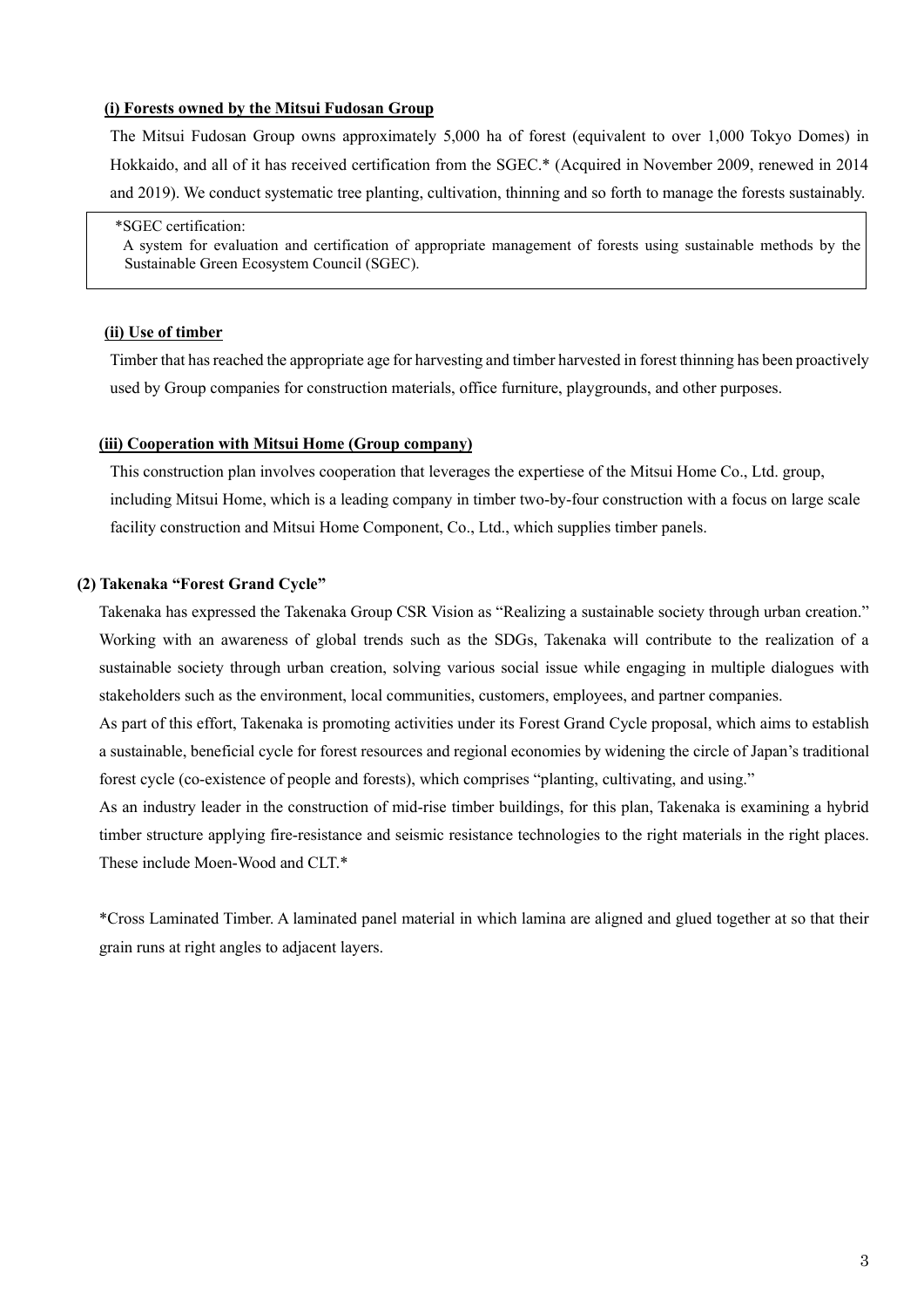**(i) Forests owned by the Mitsui Fudosan Group**

The Mitsui Fudosan Group owns approximately 5,000 ha of forest (equivalent to over 1,000 Tokyo Domes) in Hokkaido, and all of it has received certification from the SGEC.* (Acquired in November 2009, renewed in 2014 and 2019). We conduct systematic tree planting, cultivation, thinning and so forth to manage the forests sustainably.

> *SGEC certification:
> A system for evaluation and certification of appropriate management of forests using sustainable methods by the Sustainable Green Ecosystem Council (SGEC).

**(ii) Use of timber**

Timber that has reached the appropriate age for harvesting and timber harvested in forest thinning has been proactively used by Group companies for construction materials, office furniture, playgrounds, and other purposes.

**(iii) Cooperation with Mitsui Home (Group company)**

This construction plan involves cooperation that leverages the expertiese of the Mitsui Home Co., Ltd. group, including Mitsui Home, which is a leading company in timber two-by-four construction with a focus on large scale facility construction and Mitsui Home Component, Co., Ltd., which supplies timber panels.

**(2) Takenaka "Forest Grand Cycle"**

Takenaka has expressed the Takenaka Group CSR Vision as "Realizing a sustainable society through urban creation." Working with an awareness of global trends such as the SDGs, Takenaka will contribute to the realization of a sustainable society through urban creation, solving various social issue while engaging in multiple dialogues with stakeholders such as the environment, local communities, customers, employees, and partner companies.

As part of this effort, Takenaka is promoting activities under its Forest Grand Cycle proposal, which aims to establish a sustainable, beneficial cycle for forest resources and regional economies by widening the circle of Japan's traditional forest cycle (co-existence of people and forests), which comprises "planting, cultivating, and using."

As an industry leader in the construction of mid-rise timber buildings, for this plan, Takenaka is examining a hybrid timber structure applying fire-resistance and seismic resistance technologies to the right materials in the right places. These include Moen-Wood and CLT.*

*Cross Laminated Timber. A laminated panel material in which lamina are aligned and glued together at so that their grain runs at right angles to adjacent layers.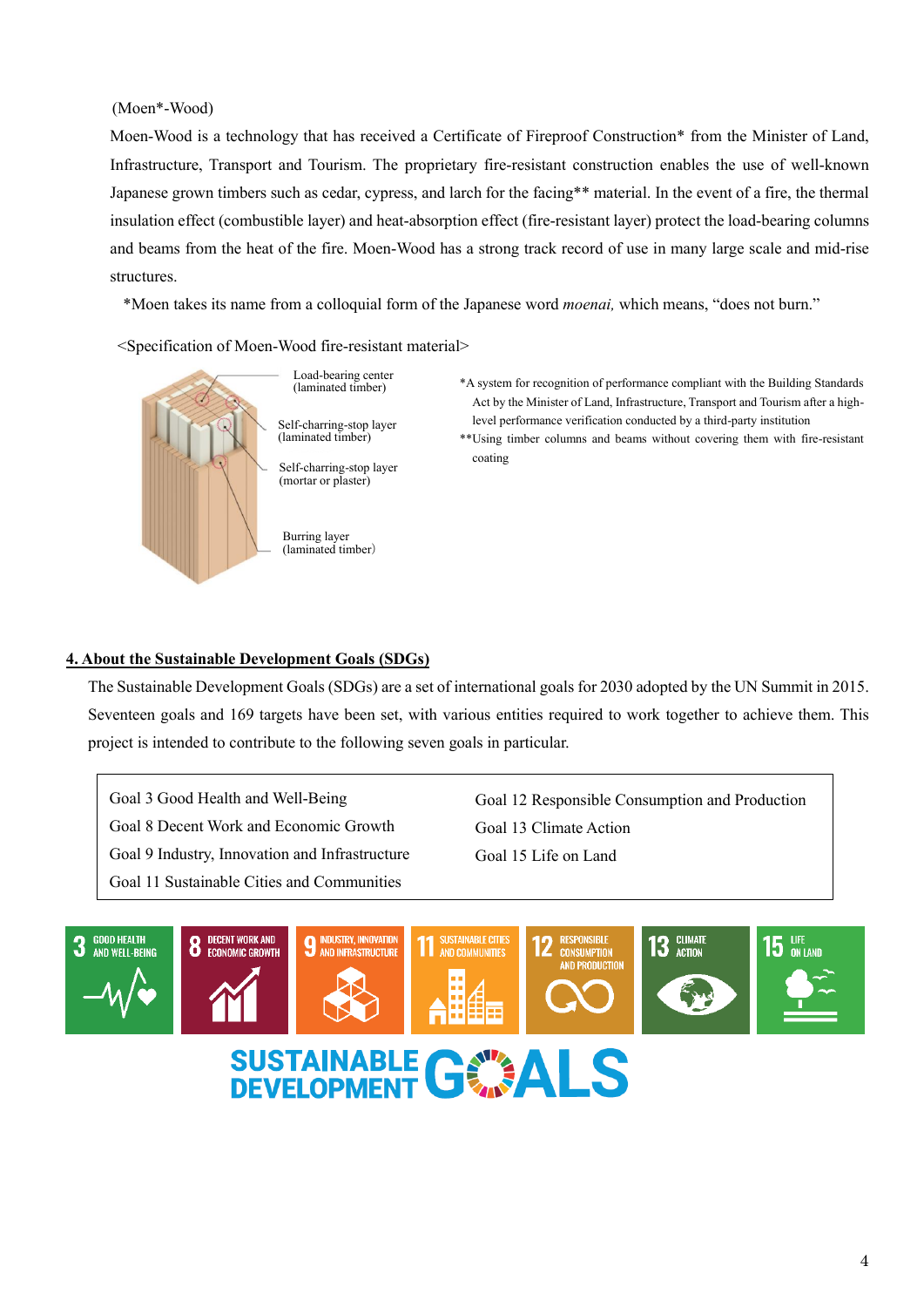(Moen*-Wood)

Moen-Wood is a technology that has received a Certificate of Fireproof Construction* from the Minister of Land, Infrastructure, Transport and Tourism. The proprietary fire-resistant construction enables the use of well-known Japanese grown timbers such as cedar, cypress, and larch for the facing** material. In the event of a fire, the thermal insulation effect (combustible layer) and heat-absorption effect (fire-resistant layer) protect the load-bearing columns and beams from the heat of the fire. Moen-Wood has a strong track record of use in many large scale and mid-rise structures.

*Moen takes its name from a colloquial form of the Japanese word *moenai,* which means, "does not burn."

<Specification of Moen-Wood fire-resistant material>

Load-bearing center (laminated timber)

Self-charring-stop layer (laminated timber)

Self-charring-stop layer (mortar or plaster)

Burring layer (laminated timber)

*A system for recognition of performance compliant with the Building Standards Act by the Minister of Land, Infrastructure, Transport and Tourism after a high-level performance verification conducted by a third-party institution

**Using timber columns and beams without covering them with fire-resistant coating

## 4. About the Sustainable Development Goals (SDGs)

The Sustainable Development Goals (SDGs) are a set of international goals for 2030 adopted by the UN Summit in 2015. Seventeen goals and 169 targets have been set, with various entities required to work together to achieve them. This project is intended to contribute to the following seven goals in particular.

- Goal 3 Good Health and Well-Being
- Goal 8 Decent Work and Economic Growth
- Goal 9 Industry, Innovation and Infrastructure
- Goal 11 Sustainable Cities and Communities
- Goal 12 Responsible Consumption and Production
- Goal 13 Climate Action
- Goal 15 Life on Land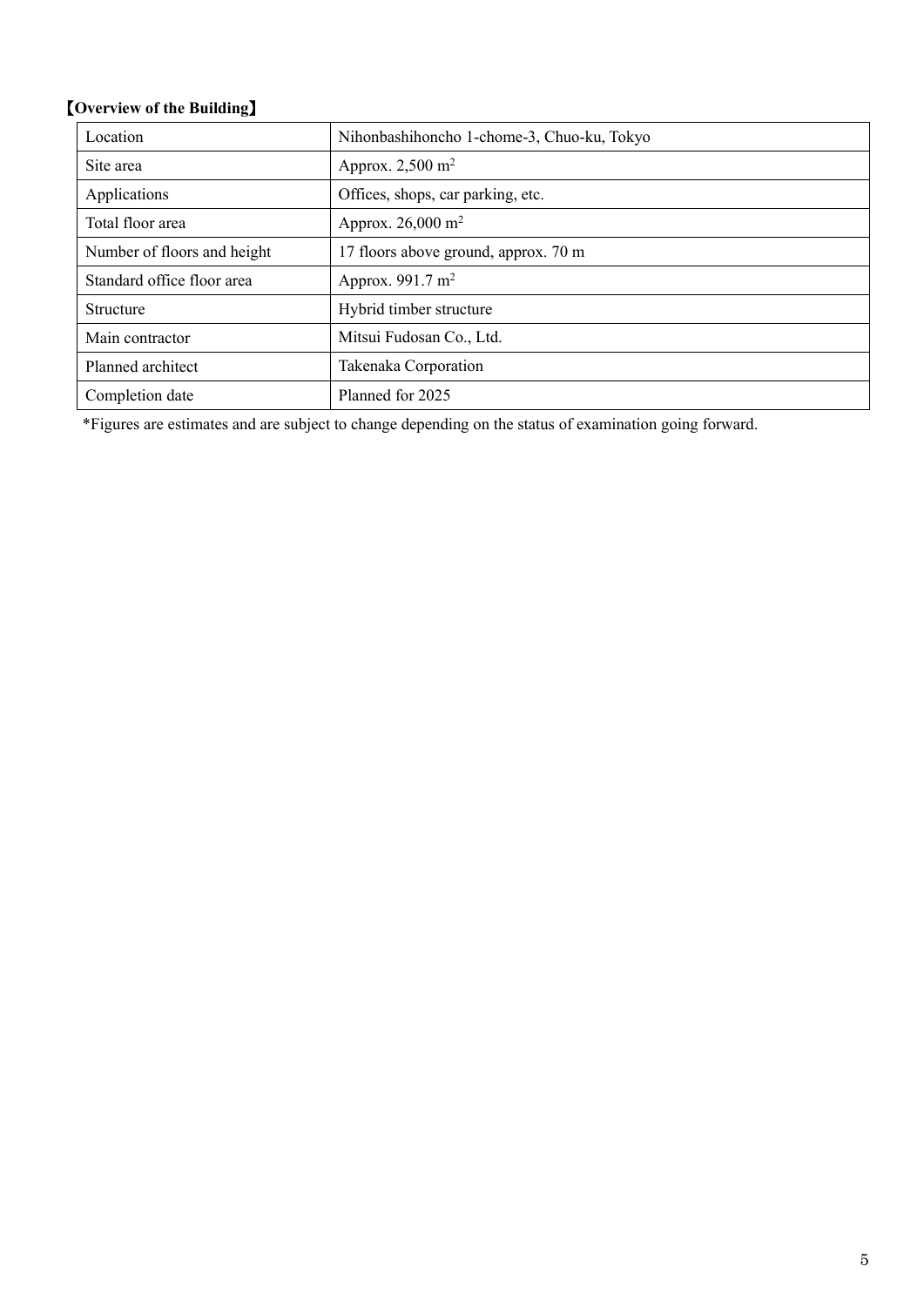**【Overview of the Building】**

| | |
|---|---|
| Location | Nihonbashihoncho 1-chome-3, Chuo-ku, Tokyo |
| Site area | Approx. 2,500 $m^2$ |
| Applications | Offices, shops, car parking, etc. |
| Total floor area | Approx. 26,000 $m^2$ |
| Number of floors and height | 17 floors above ground, approx. 70 m |
| Standard office floor area | Approx. 991.7 $m^2$ |
| Structure | Hybrid timber structure |
| Main contractor | Mitsui Fudosan Co., Ltd. |
| Planned architect | Takenaka Corporation |
| Completion date | Planned for 2025 |

*Figures are estimates and are subject to change depending on the status of examination going forward.